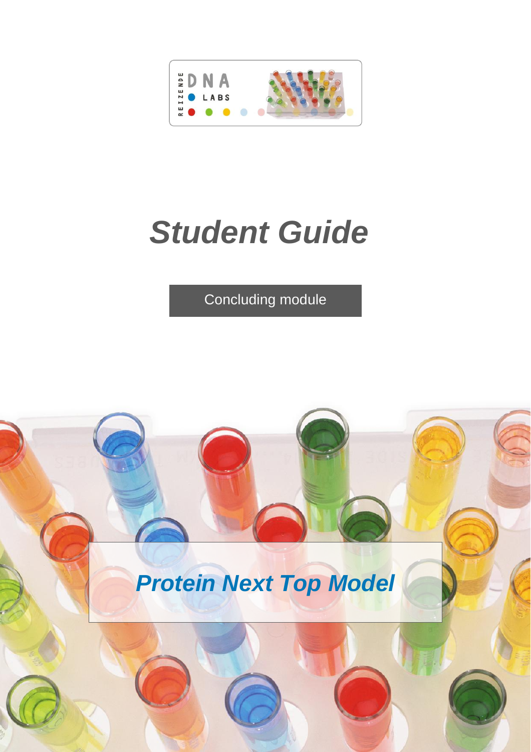REIZENDE DNA LABS

# *Student Guide*

Concluding module

## *Protein Next Top Model*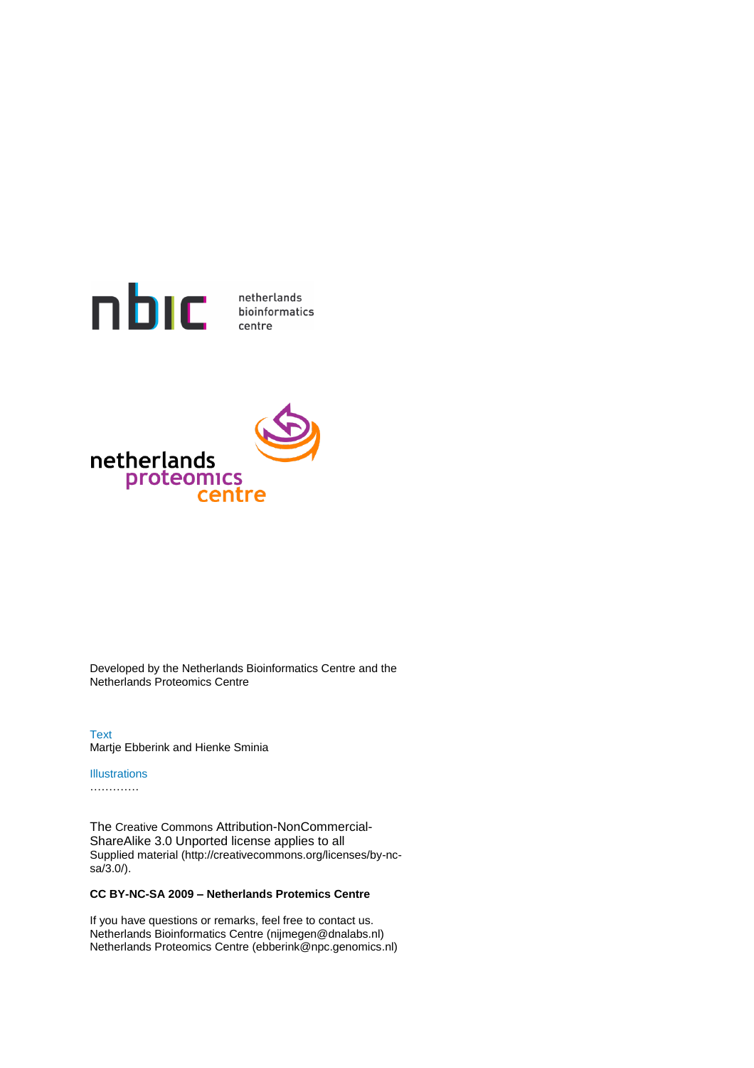nbic netherlands bioinformatics centre

netherlands proteomics centre

Developed by the Netherlands Bioinformatics Centre and the Netherlands Proteomics Centre

Text
Martje Ebberink and Hienke Sminia

Illustrations
………….

The Creative Commons Attribution-NonCommercial-ShareAlike 3.0 Unported license applies to all Supplied material (http://creativecommons.org/licenses/by-nc-sa/3.0/).

**CC BY-NC-SA 2009 – Netherlands Protemics Centre**

If you have questions or remarks, feel free to contact us.
Netherlands Bioinformatics Centre (nijmegen@dnalabs.nl)
Netherlands Proteomics Centre (ebberink@npc.genomics.nl)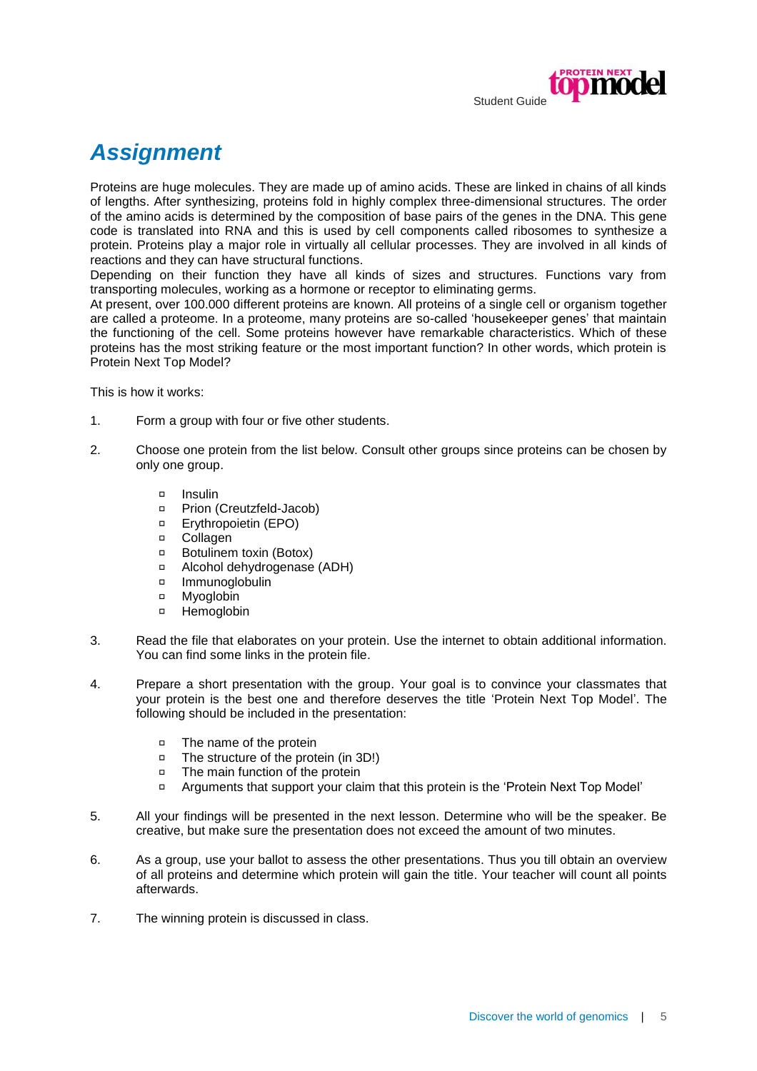# *Assignment*

Proteins are huge molecules. They are made up of amino acids. These are linked in chains of all kinds of lengths. After synthesizing, proteins fold in highly complex three-dimensional structures. The order of the amino acids is determined by the composition of base pairs of the genes in the DNA. This gene code is translated into RNA and this is used by cell components called ribosomes to synthesize a protein. Proteins play a major role in virtually all cellular processes. They are involved in all kinds of reactions and they can have structural functions.
Depending on their function they have all kinds of sizes and structures. Functions vary from transporting molecules, working as a hormone or receptor to eliminating germs.
At present, over 100.000 different proteins are known. All proteins of a single cell or organism together are called a proteome. In a proteome, many proteins are so-called 'housekeeper genes' that maintain the functioning of the cell. Some proteins however have remarkable characteristics. Which of these proteins has the most striking feature or the most important function? In other words, which protein is Protein Next Top Model?

This is how it works:

1. Form a group with four or five other students.

2. Choose one protein from the list below. Consult other groups since proteins can be chosen by only one group.

   - Insulin
   - Prion (Creutzfeld-Jacob)
   - Erythropoietin (EPO)
   - Collagen
   - Botulinem toxin (Botox)
   - Alcohol dehydrogenase (ADH)
   - Immunoglobulin
   - Myoglobin
   - Hemoglobin

3. Read the file that elaborates on your protein. Use the internet to obtain additional information. You can find some links in the protein file.

4. Prepare a short presentation with the group. Your goal is to convince your classmates that your protein is the best one and therefore deserves the title 'Protein Next Top Model'. The following should be included in the presentation:

   - The name of the protein
   - The structure of the protein (in 3D!)
   - The main function of the protein
   - Arguments that support your claim that this protein is the 'Protein Next Top Model'

5. All your findings will be presented in the next lesson. Determine who will be the speaker. Be creative, but make sure the presentation does not exceed the amount of two minutes.

6. As a group, use your ballot to assess the other presentations. Thus you till obtain an overview of all proteins and determine which protein will gain the title. Your teacher will count all points afterwards.

7. The winning protein is discussed in class.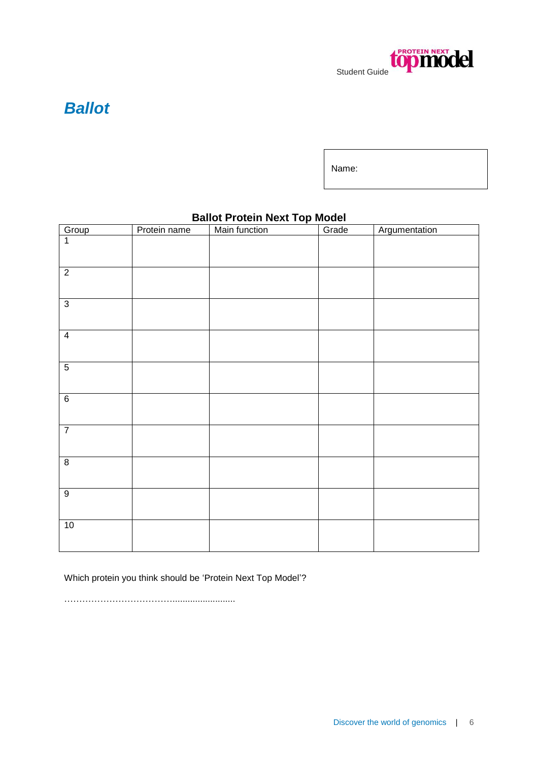# Ballot

Name:

**Ballot Protein Next Top Model**

| Group | Protein name | Main function | Grade | Argumentation |
| --- | --- | --- | --- | --- |
| 1 | | | | |
| 2 | | | | |
| 3 | | | | |
| 4 | | | | |
| 5 | | | | |
| 6 | | | | |
| 7 | | | | |
| 8 | | | | |
| 9 | | | | |
| 10 | | | | |

Which protein you think should be 'Protein Next Top Model'?

…………………………………..........................